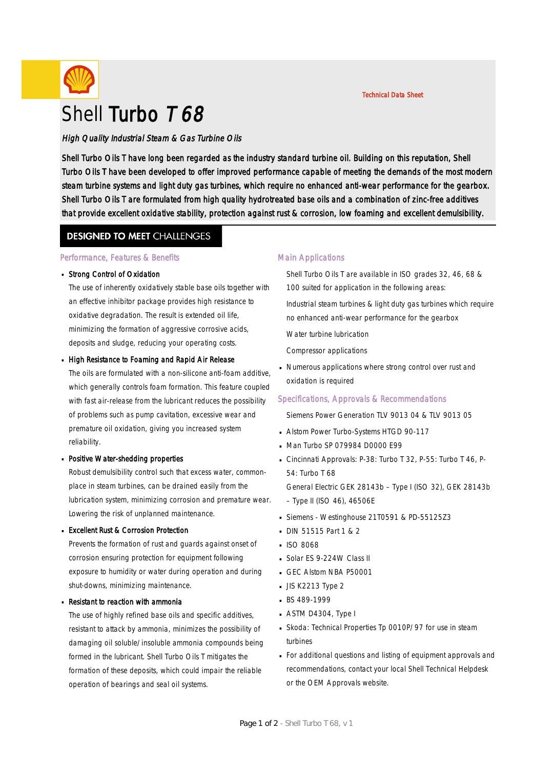Technical Data Sheet

# Shell Turbo *T 68*

*High Quality Industrial Steam & Gas Turbine Oils*

Shell Turbo Oils T have long been regarded as the industry standard turbine oil. Building on this reputation, Shell Turbo Oils T have been developed to offer improved performance capable of meeting the demands of the most modern steam turbine systems and light duty gas turbines, which require no enhanced anti-wear performance for the gearbox. Shell Turbo Oils T are formulated from high quality hydrotreated base oils and a combination of zinc-free additives that provide excellent oxidative stability, protection against rust & corrosion, low foaming and excellent demulsibility.

## DESIGNED TO MEET CHALLENGES

### Performance, Features & Benefits

- **Strong Control of Oxidation**
  The use of inherently oxidatively stable base oils together with an effective inhibitor package provides high resistance to oxidative degradation. The result is extended oil life, minimizing the formation of aggressive corrosive acids, deposits and sludge, reducing your operating costs.
- **High Resistance to Foaming and Rapid Air Release**
  The oils are formulated with a non-silicone anti-foam additive, which generally controls foam formation. This feature coupled with fast air-release from the lubricant reduces the possibility of problems such as pump cavitation, excessive wear and premature oil oxidation, giving you increased system reliability.
- **Positive Water-shedding properties**
  Robust demulsibility control such that excess water, common-place in steam turbines, can be drained easily from the lubrication system, minimizing corrosion and premature wear. Lowering the risk of unplanned maintenance.
- **Excellent Rust & Corrosion Protection**
  Prevents the formation of rust and guards against onset of corrosion ensuring protection for equipment following exposure to humidity or water during operation and during shut-downs, minimizing maintenance.
- **Resistant to reaction with ammonia**
  The use of highly refined base oils and specific additives, resistant to attack by ammonia, minimizes the possibility of damaging oil soluble/insoluble ammonia compounds being formed in the lubricant. Shell Turbo Oils T mitigates the formation of these deposits, which could impair the reliable operation of bearings and seal oil systems.

### Main Applications

Shell Turbo Oils T are available in ISO grades 32, 46, 68 & 100 suited for application in the following areas:

Industrial steam turbines & light duty gas turbines which require no enhanced anti-wear performance for the gearbox

Water turbine lubrication

Compressor applications

- Numerous applications where strong control over rust and oxidation is required

### Specifications, Approvals & Recommendations

Siemens Power Generation TLV 9013 04 & TLV 9013 05

- Alstom Power Turbo-Systems HTGD 90-117
- Man Turbo SP 079984 D0000 E99
- Cincinnati Approvals: P-38: Turbo T 32, P-55: Turbo T 46, P-54: Turbo T 68
  General Electric GEK 28143b – Type I (ISO 32), GEK 28143b – Type II (ISO 46), 46506E
- Siemens - Westinghouse 21T0591 & PD-55125Z3
- DIN 51515 Part 1 & 2
- ISO 8068
- Solar ES 9-224W Class II
- GEC Alstom NBA P50001
- JIS K2213 Type 2
- BS 489-1999
- ASTM D4304, Type I
- Skoda: Technical Properties Tp 0010P/97 for use in steam turbines
- For additional questions and listing of equipment approvals and recommendations, contact your local Shell Technical Helpdesk or the OEM Approvals website.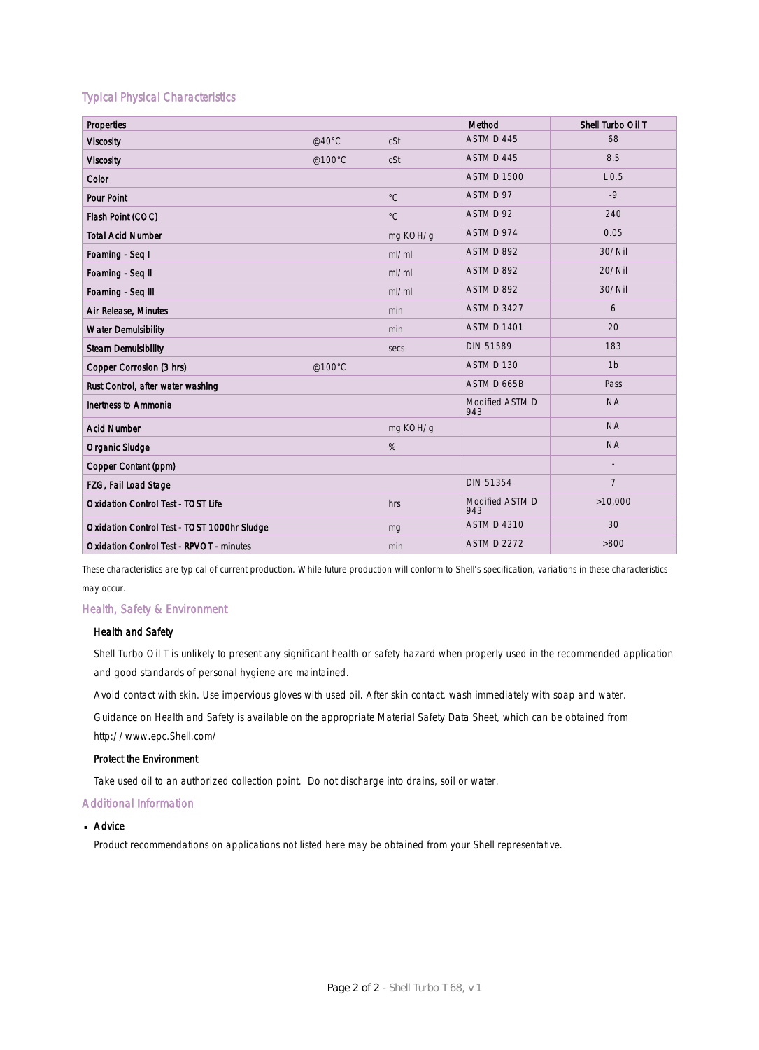## Typical Physical Characteristics

| Properties | | | Method | Shell Turbo Oil T |
|---|---|---|---|---|
| Viscosity | @40°C | cSt | ASTM D 445 | 68 |
| Viscosity | @100°C | cSt | ASTM D 445 | 8.5 |
| Color | | | ASTM D 1500 | L0.5 |
| Pour Point | | °C | ASTM D 97 | -9 |
| Flash Point (COC) | | °C | ASTM D 92 | 240 |
| Total Acid Number | | mg KOH/g | ASTM D 974 | 0.05 |
| Foaming - Seq I | | ml/ml | ASTM D 892 | 30/Nil |
| Foaming - Seq II | | ml/ml | ASTM D 892 | 20/Nil |
| Foaming - Seq III | | ml/ml | ASTM D 892 | 30/Nil |
| Air Release, Minutes | | min | ASTM D 3427 | 6 |
| Water Demulsibility | | min | ASTM D 1401 | 20 |
| Steam Demulsibility | | secs | DIN 51589 | 183 |
| Copper Corrosion (3 hrs) | @100°C | | ASTM D 130 | 1b |
| Rust Control, after water washing | | | ASTM D 665B | Pass |
| Inertness to Ammonia | | | Modified ASTM D 943 | NA |
| Acid Number | | mg KOH/g | | NA |
| Organic Sludge | | % | | NA |
| Copper Content (ppm) | | | | - |
| FZG, Fail Load Stage | | | DIN 51354 | 7 |
| Oxidation Control Test - TOST Life | | hrs | Modified ASTM D 943 | >10,000 |
| Oxidation Control Test - TOST 1000hr Sludge | | mg | ASTM D 4310 | 30 |
| Oxidation Control Test - RPVOT - minutes | | min | ASTM D 2272 | >800 |

These characteristics are typical of current production. While future production will conform to Shell's specification, variations in these characteristics may occur.

## Health, Safety & Environment

### Health and Safety

Shell Turbo Oil T is unlikely to present any significant health or safety hazard when properly used in the recommended application and good standards of personal hygiene are maintained.

Avoid contact with skin. Use impervious gloves with used oil. After skin contact, wash immediately with soap and water.

Guidance on Health and Safety is available on the appropriate Material Safety Data Sheet, which can be obtained from http://www.epc.Shell.com/

### Protect the Environment

Take used oil to an authorized collection point. Do not discharge into drains, soil or water.

## Additional Information

- **Advice**

  Product recommendations on applications not listed here may be obtained from your Shell representative.